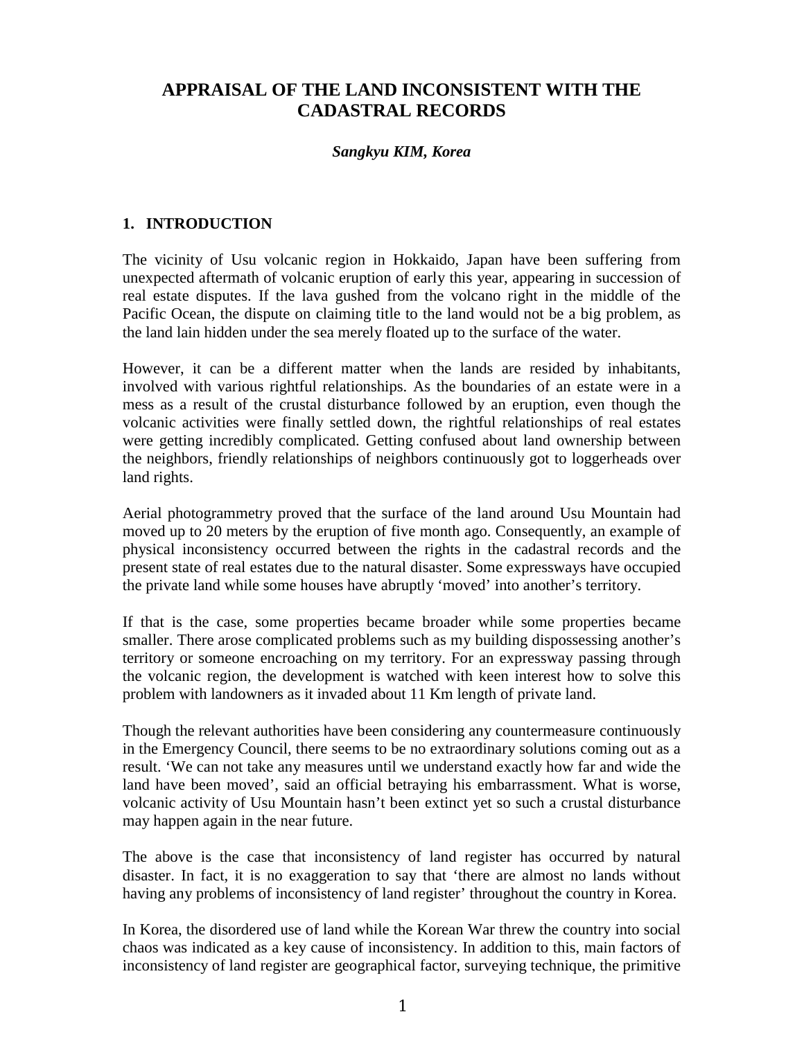# APPRAISAL OF THE LAND INCONSISTENT WITH THE CADASTRAL RECORDS

***Sangkyu KIM, Korea***

## 1. INTRODUCTION

The vicinity of Usu volcanic region in Hokkaido, Japan have been suffering from unexpected aftermath of volcanic eruption of early this year, appearing in succession of real estate disputes. If the lava gushed from the volcano right in the middle of the Pacific Ocean, the dispute on claiming title to the land would not be a big problem, as the land lain hidden under the sea merely floated up to the surface of the water.

However, it can be a different matter when the lands are resided by inhabitants, involved with various rightful relationships. As the boundaries of an estate were in a mess as a result of the crustal disturbance followed by an eruption, even though the volcanic activities were finally settled down, the rightful relationships of real estates were getting incredibly complicated. Getting confused about land ownership between the neighbors, friendly relationships of neighbors continuously got to loggerheads over land rights.

Aerial photogrammetry proved that the surface of the land around Usu Mountain had moved up to 20 meters by the eruption of five month ago. Consequently, an example of physical inconsistency occurred between the rights in the cadastral records and the present state of real estates due to the natural disaster. Some expressways have occupied the private land while some houses have abruptly 'moved' into another's territory.

If that is the case, some properties became broader while some properties became smaller. There arose complicated problems such as my building dispossessing another's territory or someone encroaching on my territory. For an expressway passing through the volcanic region, the development is watched with keen interest how to solve this problem with landowners as it invaded about 11 Km length of private land.

Though the relevant authorities have been considering any countermeasure continuously in the Emergency Council, there seems to be no extraordinary solutions coming out as a result. 'We can not take any measures until we understand exactly how far and wide the land have been moved', said an official betraying his embarrassment. What is worse, volcanic activity of Usu Mountain hasn't been extinct yet so such a crustal disturbance may happen again in the near future.

The above is the case that inconsistency of land register has occurred by natural disaster. In fact, it is no exaggeration to say that 'there are almost no lands without having any problems of inconsistency of land register' throughout the country in Korea.

In Korea, the disordered use of land while the Korean War threw the country into social chaos was indicated as a key cause of inconsistency. In addition to this, main factors of inconsistency of land register are geographical factor, surveying technique, the primitive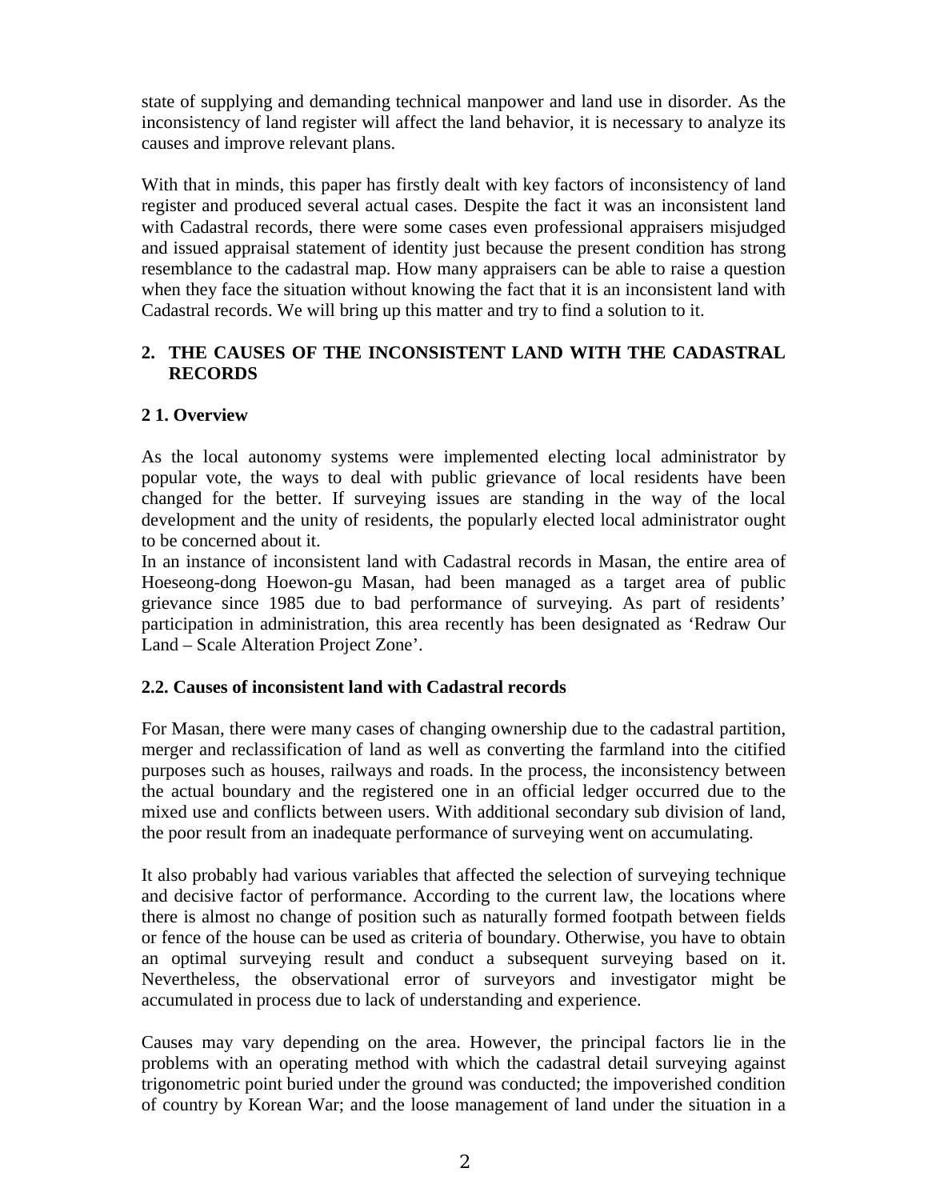state of supplying and demanding technical manpower and land use in disorder. As the inconsistency of land register will affect the land behavior, it is necessary to analyze its causes and improve relevant plans.

With that in minds, this paper has firstly dealt with key factors of inconsistency of land register and produced several actual cases. Despite the fact it was an inconsistent land with Cadastral records, there were some cases even professional appraisers misjudged and issued appraisal statement of identity just because the present condition has strong resemblance to the cadastral map. How many appraisers can be able to raise a question when they face the situation without knowing the fact that it is an inconsistent land with Cadastral records. We will bring up this matter and try to find a solution to it.

## 2. THE CAUSES OF THE INCONSISTENT LAND WITH THE CADASTRAL RECORDS

### 2 1. Overview

As the local autonomy systems were implemented electing local administrator by popular vote, the ways to deal with public grievance of local residents have been changed for the better. If surveying issues are standing in the way of the local development and the unity of residents, the popularly elected local administrator ought to be concerned about it.
In an instance of inconsistent land with Cadastral records in Masan, the entire area of Hoeseong-dong Hoewon-gu Masan, had been managed as a target area of public grievance since 1985 due to bad performance of surveying. As part of residents' participation in administration, this area recently has been designated as 'Redraw Our Land – Scale Alteration Project Zone'.

### 2.2. Causes of inconsistent land with Cadastral records

For Masan, there were many cases of changing ownership due to the cadastral partition, merger and reclassification of land as well as converting the farmland into the citified purposes such as houses, railways and roads. In the process, the inconsistency between the actual boundary and the registered one in an official ledger occurred due to the mixed use and conflicts between users. With additional secondary sub division of land, the poor result from an inadequate performance of surveying went on accumulating.

It also probably had various variables that affected the selection of surveying technique and decisive factor of performance. According to the current law, the locations where there is almost no change of position such as naturally formed footpath between fields or fence of the house can be used as criteria of boundary. Otherwise, you have to obtain an optimal surveying result and conduct a subsequent surveying based on it. Nevertheless, the observational error of surveyors and investigator might be accumulated in process due to lack of understanding and experience.

Causes may vary depending on the area. However, the principal factors lie in the problems with an operating method with which the cadastral detail surveying against trigonometric point buried under the ground was conducted; the impoverished condition of country by Korean War; and the loose management of land under the situation in a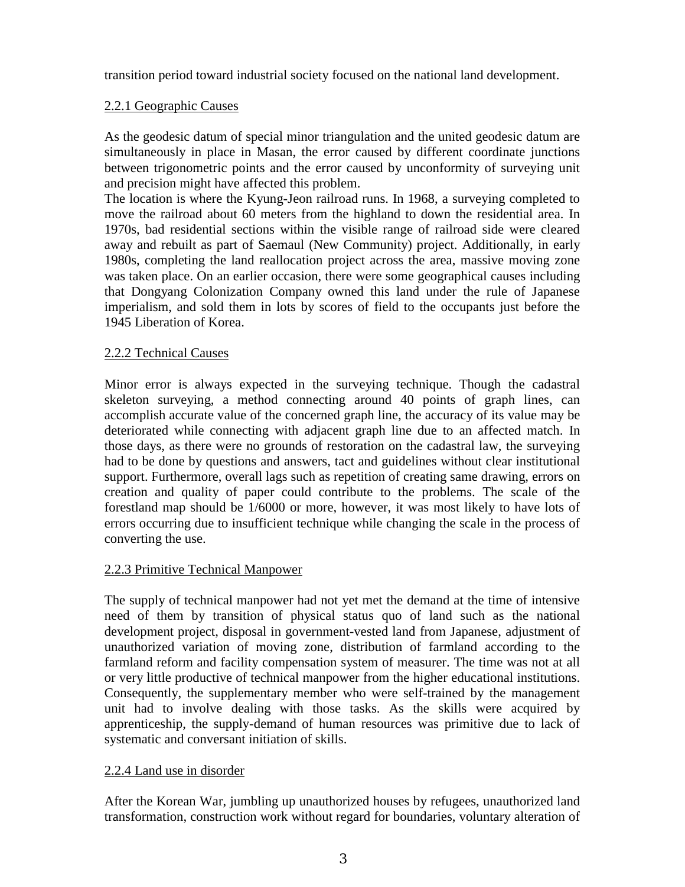transition period toward industrial society focused on the national land development.

### 2.2.1 Geographic Causes

As the geodesic datum of special minor triangulation and the united geodesic datum are simultaneously in place in Masan, the error caused by different coordinate junctions between trigonometric points and the error caused by unconformity of surveying unit and precision might have affected this problem.

The location is where the Kyung-Jeon railroad runs. In 1968, a surveying completed to move the railroad about 60 meters from the highland to down the residential area. In 1970s, bad residential sections within the visible range of railroad side were cleared away and rebuilt as part of Saemaul (New Community) project. Additionally, in early 1980s, completing the land reallocation project across the area, massive moving zone was taken place. On an earlier occasion, there were some geographical causes including that Dongyang Colonization Company owned this land under the rule of Japanese imperialism, and sold them in lots by scores of field to the occupants just before the 1945 Liberation of Korea.

### 2.2.2 Technical Causes

Minor error is always expected in the surveying technique. Though the cadastral skeleton surveying, a method connecting around 40 points of graph lines, can accomplish accurate value of the concerned graph line, the accuracy of its value may be deteriorated while connecting with adjacent graph line due to an affected match. In those days, as there were no grounds of restoration on the cadastral law, the surveying had to be done by questions and answers, tact and guidelines without clear institutional support. Furthermore, overall lags such as repetition of creating same drawing, errors on creation and quality of paper could contribute to the problems. The scale of the forestland map should be 1/6000 or more, however, it was most likely to have lots of errors occurring due to insufficient technique while changing the scale in the process of converting the use.

### 2.2.3 Primitive Technical Manpower

The supply of technical manpower had not yet met the demand at the time of intensive need of them by transition of physical status quo of land such as the national development project, disposal in government-vested land from Japanese, adjustment of unauthorized variation of moving zone, distribution of farmland according to the farmland reform and facility compensation system of measurer. The time was not at all or very little productive of technical manpower from the higher educational institutions. Consequently, the supplementary member who were self-trained by the management unit had to involve dealing with those tasks. As the skills were acquired by apprenticeship, the supply-demand of human resources was primitive due to lack of systematic and conversant initiation of skills.

### 2.2.4 Land use in disorder

After the Korean War, jumbling up unauthorized houses by refugees, unauthorized land transformation, construction work without regard for boundaries, voluntary alteration of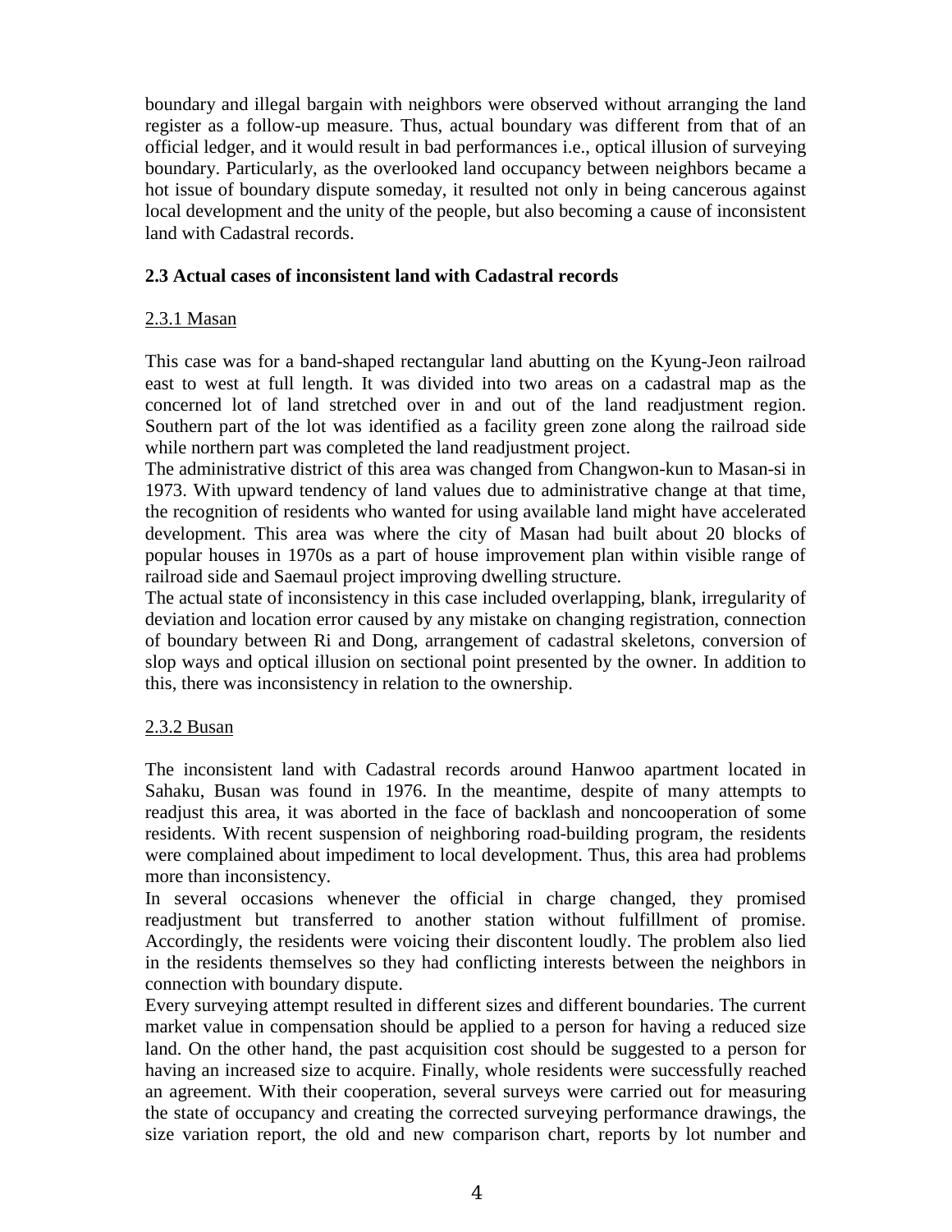boundary and illegal bargain with neighbors were observed without arranging the land register as a follow-up measure. Thus, actual boundary was different from that of an official ledger, and it would result in bad performances i.e., optical illusion of surveying boundary. Particularly, as the overlooked land occupancy between neighbors became a hot issue of boundary dispute someday, it resulted not only in being cancerous against local development and the unity of the people, but also becoming a cause of inconsistent land with Cadastral records.

### 2.3 Actual cases of inconsistent land with Cadastral records

#### 2.3.1 Masan

This case was for a band-shaped rectangular land abutting on the Kyung-Jeon railroad east to west at full length. It was divided into two areas on a cadastral map as the concerned lot of land stretched over in and out of the land readjustment region. Southern part of the lot was identified as a facility green zone along the railroad side while northern part was completed the land readjustment project.

The administrative district of this area was changed from Changwon-kun to Masan-si in 1973. With upward tendency of land values due to administrative change at that time, the recognition of residents who wanted for using available land might have accelerated development. This area was where the city of Masan had built about 20 blocks of popular houses in 1970s as a part of house improvement plan within visible range of railroad side and Saemaul project improving dwelling structure.

The actual state of inconsistency in this case included overlapping, blank, irregularity of deviation and location error caused by any mistake on changing registration, connection of boundary between Ri and Dong, arrangement of cadastral skeletons, conversion of slop ways and optical illusion on sectional point presented by the owner. In addition to this, there was inconsistency in relation to the ownership.

#### 2.3.2 Busan

The inconsistent land with Cadastral records around Hanwoo apartment located in Sahaku, Busan was found in 1976. In the meantime, despite of many attempts to readjust this area, it was aborted in the face of backlash and noncooperation of some residents. With recent suspension of neighboring road-building program, the residents were complained about impediment to local development. Thus, this area had problems more than inconsistency.

In several occasions whenever the official in charge changed, they promised readjustment but transferred to another station without fulfillment of promise. Accordingly, the residents were voicing their discontent loudly. The problem also lied in the residents themselves so they had conflicting interests between the neighbors in connection with boundary dispute.

Every surveying attempt resulted in different sizes and different boundaries. The current market value in compensation should be applied to a person for having a reduced size land. On the other hand, the past acquisition cost should be suggested to a person for having an increased size to acquire. Finally, whole residents were successfully reached an agreement. With their cooperation, several surveys were carried out for measuring the state of occupancy and creating the corrected surveying performance drawings, the size variation report, the old and new comparison chart, reports by lot number and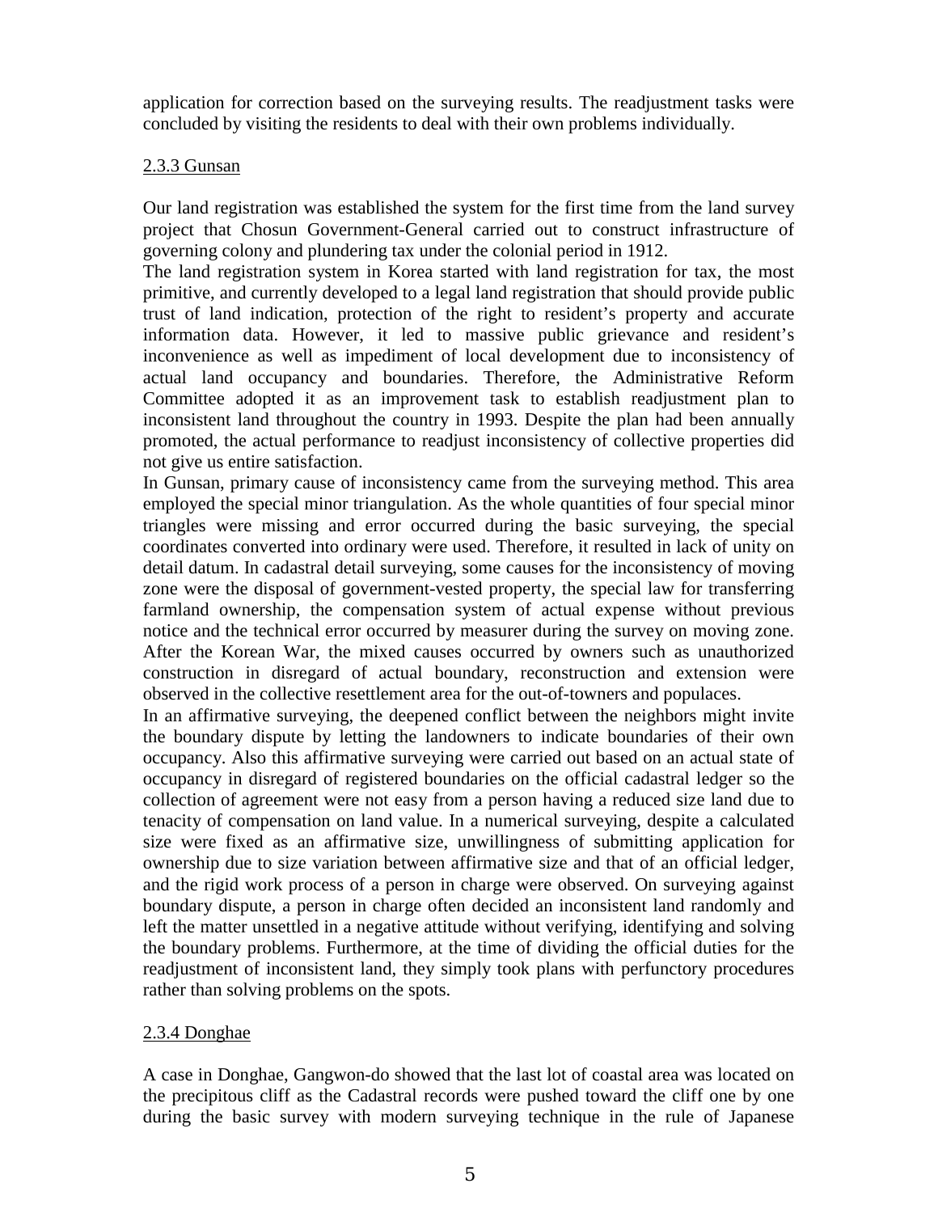application for correction based on the surveying results. The readjustment tasks were concluded by visiting the residents to deal with their own problems individually.

### 2.3.3 Gunsan

Our land registration was established the system for the first time from the land survey project that Chosun Government-General carried out to construct infrastructure of governing colony and plundering tax under the colonial period in 1912.

The land registration system in Korea started with land registration for tax, the most primitive, and currently developed to a legal land registration that should provide public trust of land indication, protection of the right to resident's property and accurate information data. However, it led to massive public grievance and resident's inconvenience as well as impediment of local development due to inconsistency of actual land occupancy and boundaries. Therefore, the Administrative Reform Committee adopted it as an improvement task to establish readjustment plan to inconsistent land throughout the country in 1993. Despite the plan had been annually promoted, the actual performance to readjust inconsistency of collective properties did not give us entire satisfaction.

In Gunsan, primary cause of inconsistency came from the surveying method. This area employed the special minor triangulation. As the whole quantities of four special minor triangles were missing and error occurred during the basic surveying, the special coordinates converted into ordinary were used. Therefore, it resulted in lack of unity on detail datum. In cadastral detail surveying, some causes for the inconsistency of moving zone were the disposal of government-vested property, the special law for transferring farmland ownership, the compensation system of actual expense without previous notice and the technical error occurred by measurer during the survey on moving zone. After the Korean War, the mixed causes occurred by owners such as unauthorized construction in disregard of actual boundary, reconstruction and extension were observed in the collective resettlement area for the out-of-towners and populaces.

In an affirmative surveying, the deepened conflict between the neighbors might invite the boundary dispute by letting the landowners to indicate boundaries of their own occupancy. Also this affirmative surveying were carried out based on an actual state of occupancy in disregard of registered boundaries on the official cadastral ledger so the collection of agreement were not easy from a person having a reduced size land due to tenacity of compensation on land value. In a numerical surveying, despite a calculated size were fixed as an affirmative size, unwillingness of submitting application for ownership due to size variation between affirmative size and that of an official ledger, and the rigid work process of a person in charge were observed. On surveying against boundary dispute, a person in charge often decided an inconsistent land randomly and left the matter unsettled in a negative attitude without verifying, identifying and solving the boundary problems. Furthermore, at the time of dividing the official duties for the readjustment of inconsistent land, they simply took plans with perfunctory procedures rather than solving problems on the spots.

### 2.3.4 Donghae

A case in Donghae, Gangwon-do showed that the last lot of coastal area was located on the precipitous cliff as the Cadastral records were pushed toward the cliff one by one during the basic survey with modern surveying technique in the rule of Japanese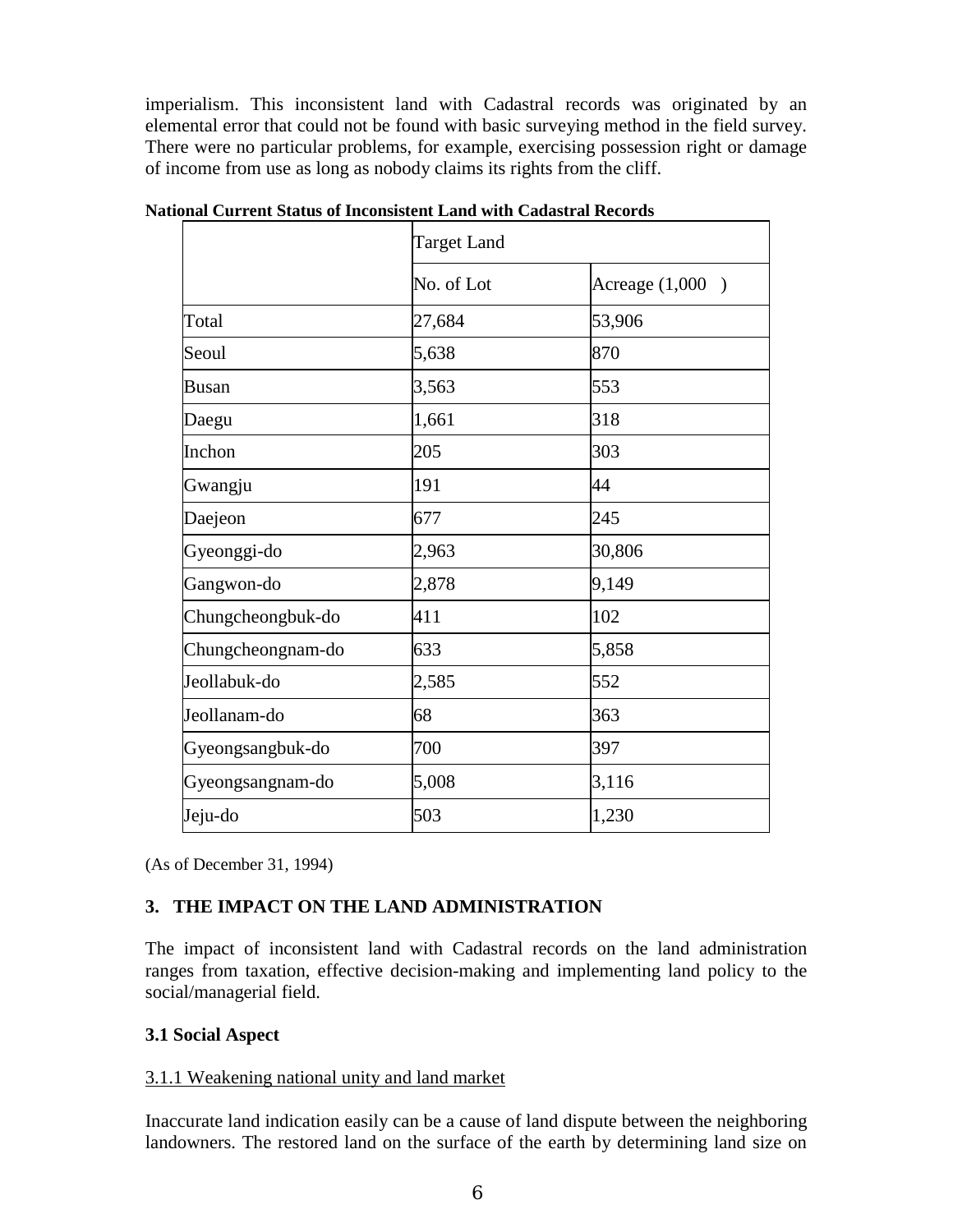imperialism. This inconsistent land with Cadastral records was originated by an elemental error that could not be found with basic surveying method in the field survey. There were no particular problems, for example, exercising possession right or damage of income from use as long as nobody claims its rights from the cliff.

**National Current Status of Inconsistent Land with Cadastral Records**

| | Target Land | |
|---|---|---|
| | No. of Lot | Acreage (1,000 ) |
| Total | 27,684 | 53,906 |
| Seoul | 5,638 | 870 |
| Busan | 3,563 | 553 |
| Daegu | 1,661 | 318 |
| Inchon | 205 | 303 |
| Gwangju | 191 | 44 |
| Daejeon | 677 | 245 |
| Gyeonggi-do | 2,963 | 30,806 |
| Gangwon-do | 2,878 | 9,149 |
| Chungcheongbuk-do | 411 | 102 |
| Chungcheongnam-do | 633 | 5,858 |
| Jeollabuk-do | 2,585 | 552 |
| Jeollanam-do | 68 | 363 |
| Gyeongsangbuk-do | 700 | 397 |
| Gyeongsangnam-do | 5,008 | 3,116 |
| Jeju-do | 503 | 1,230 |

(As of December 31, 1994)

## 3. THE IMPACT ON THE LAND ADMINISTRATION

The impact of inconsistent land with Cadastral records on the land administration ranges from taxation, effective decision-making and implementing land policy to the social/managerial field.

### 3.1 Social Aspect

#### 3.1.1 Weakening national unity and land market

Inaccurate land indication easily can be a cause of land dispute between the neighboring landowners. The restored land on the surface of the earth by determining land size on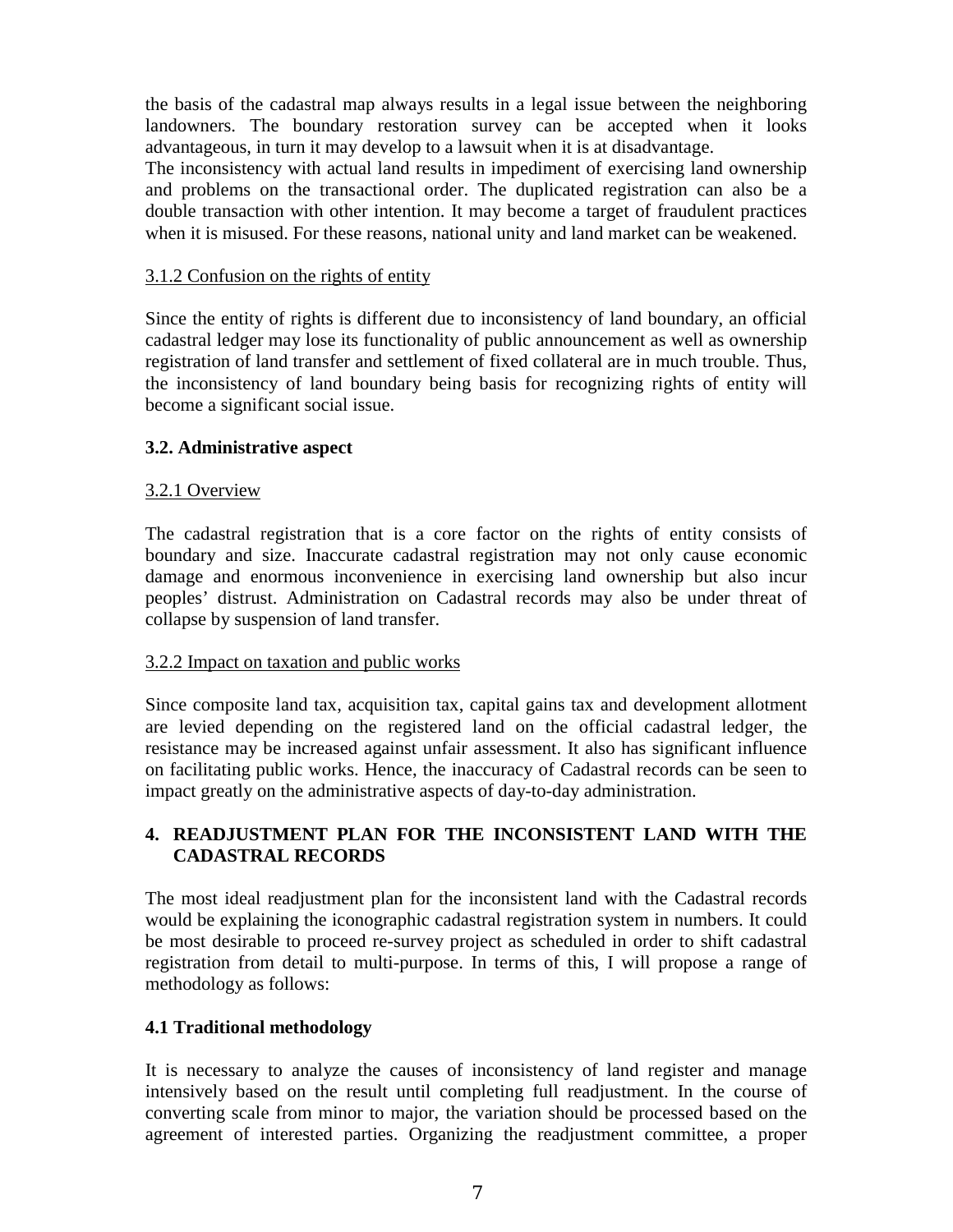the basis of the cadastral map always results in a legal issue between the neighboring landowners. The boundary restoration survey can be accepted when it looks advantageous, in turn it may develop to a lawsuit when it is at disadvantage.
The inconsistency with actual land results in impediment of exercising land ownership and problems on the transactional order. The duplicated registration can also be a double transaction with other intention. It may become a target of fraudulent practices when it is misused. For these reasons, national unity and land market can be weakened.

#### 3.1.2 Confusion on the rights of entity

Since the entity of rights is different due to inconsistency of land boundary, an official cadastral ledger may lose its functionality of public announcement as well as ownership registration of land transfer and settlement of fixed collateral are in much trouble. Thus, the inconsistency of land boundary being basis for recognizing rights of entity will become a significant social issue.

### 3.2. Administrative aspect

#### 3.2.1 Overview

The cadastral registration that is a core factor on the rights of entity consists of boundary and size. Inaccurate cadastral registration may not only cause economic damage and enormous inconvenience in exercising land ownership but also incur peoples' distrust. Administration on Cadastral records may also be under threat of collapse by suspension of land transfer.

#### 3.2.2 Impact on taxation and public works

Since composite land tax, acquisition tax, capital gains tax and development allotment are levied depending on the registered land on the official cadastral ledger, the resistance may be increased against unfair assessment. It also has significant influence on facilitating public works. Hence, the inaccuracy of Cadastral records can be seen to impact greatly on the administrative aspects of day-to-day administration.

## 4. READJUSTMENT PLAN FOR THE INCONSISTENT LAND WITH THE CADASTRAL RECORDS

The most ideal readjustment plan for the inconsistent land with the Cadastral records would be explaining the iconographic cadastral registration system in numbers. It could be most desirable to proceed re-survey project as scheduled in order to shift cadastral registration from detail to multi-purpose. In terms of this, I will propose a range of methodology as follows:

### 4.1 Traditional methodology

It is necessary to analyze the causes of inconsistency of land register and manage intensively based on the result until completing full readjustment. In the course of converting scale from minor to major, the variation should be processed based on the agreement of interested parties. Organizing the readjustment committee, a proper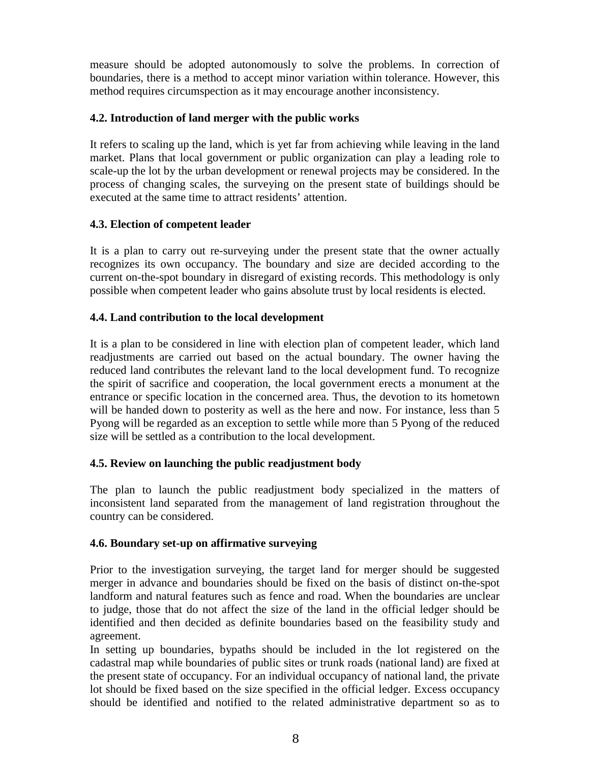measure should be adopted autonomously to solve the problems. In correction of boundaries, there is a method to accept minor variation within tolerance. However, this method requires circumspection as it may encourage another inconsistency.

### 4.2. Introduction of land merger with the public works

It refers to scaling up the land, which is yet far from achieving while leaving in the land market. Plans that local government or public organization can play a leading role to scale-up the lot by the urban development or renewal projects may be considered. In the process of changing scales, the surveying on the present state of buildings should be executed at the same time to attract residents' attention.

### 4.3. Election of competent leader

It is a plan to carry out re-surveying under the present state that the owner actually recognizes its own occupancy. The boundary and size are decided according to the current on-the-spot boundary in disregard of existing records. This methodology is only possible when competent leader who gains absolute trust by local residents is elected.

### 4.4. Land contribution to the local development

It is a plan to be considered in line with election plan of competent leader, which land readjustments are carried out based on the actual boundary. The owner having the reduced land contributes the relevant land to the local development fund. To recognize the spirit of sacrifice and cooperation, the local government erects a monument at the entrance or specific location in the concerned area. Thus, the devotion to its hometown will be handed down to posterity as well as the here and now. For instance, less than 5 Pyong will be regarded as an exception to settle while more than 5 Pyong of the reduced size will be settled as a contribution to the local development.

### 4.5. Review on launching the public readjustment body

The plan to launch the public readjustment body specialized in the matters of inconsistent land separated from the management of land registration throughout the country can be considered.

### 4.6. Boundary set-up on affirmative surveying

Prior to the investigation surveying, the target land for merger should be suggested merger in advance and boundaries should be fixed on the basis of distinct on-the-spot landform and natural features such as fence and road. When the boundaries are unclear to judge, those that do not affect the size of the land in the official ledger should be identified and then decided as definite boundaries based on the feasibility study and agreement.

In setting up boundaries, bypaths should be included in the lot registered on the cadastral map while boundaries of public sites or trunk roads (national land) are fixed at the present state of occupancy. For an individual occupancy of national land, the private lot should be fixed based on the size specified in the official ledger. Excess occupancy should be identified and notified to the related administrative department so as to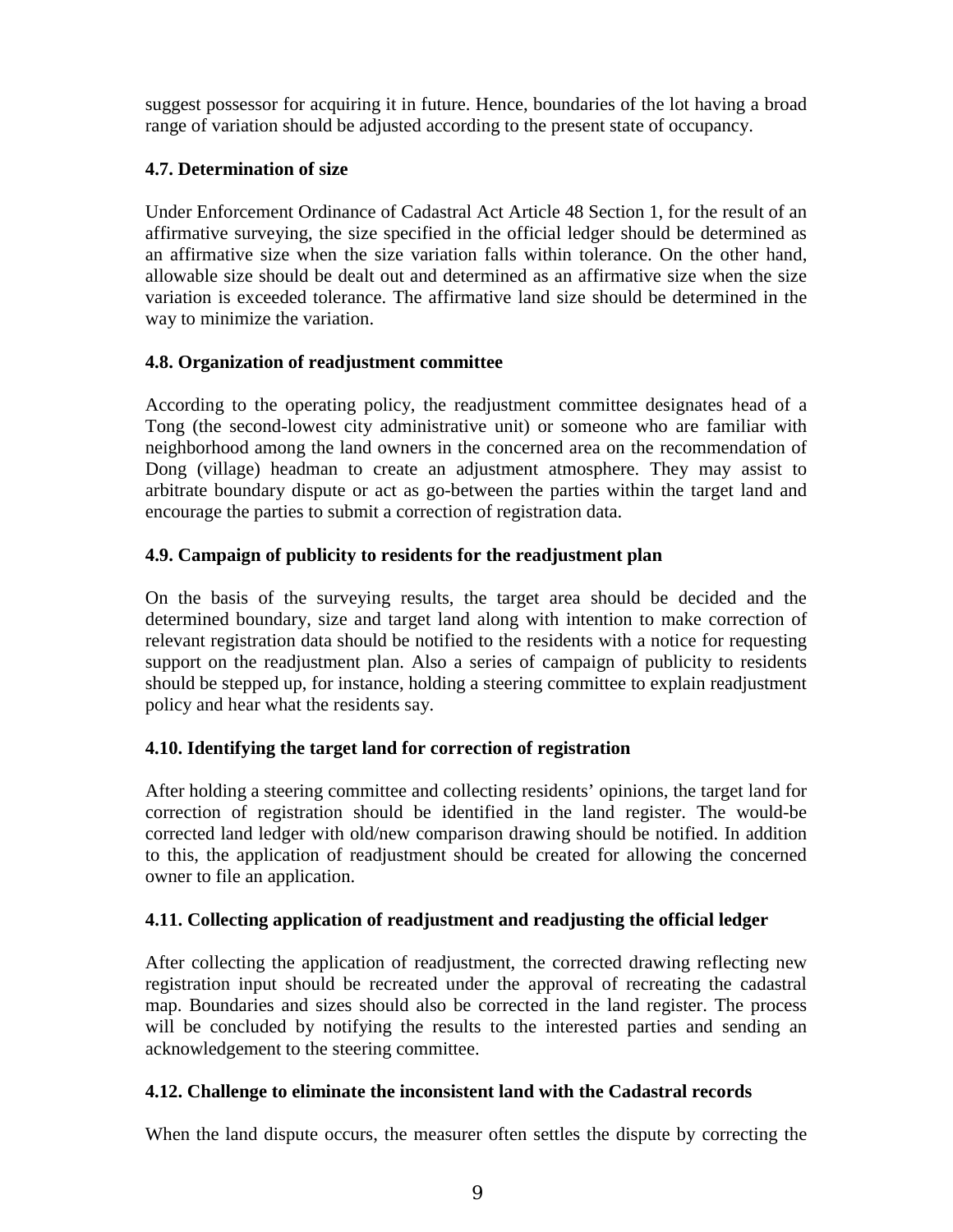suggest possessor for acquiring it in future. Hence, boundaries of the lot having a broad range of variation should be adjusted according to the present state of occupancy.

### 4.7. Determination of size

Under Enforcement Ordinance of Cadastral Act Article 48 Section 1, for the result of an affirmative surveying, the size specified in the official ledger should be determined as an affirmative size when the size variation falls within tolerance. On the other hand, allowable size should be dealt out and determined as an affirmative size when the size variation is exceeded tolerance. The affirmative land size should be determined in the way to minimize the variation.

### 4.8. Organization of readjustment committee

According to the operating policy, the readjustment committee designates head of a Tong (the second-lowest city administrative unit) or someone who are familiar with neighborhood among the land owners in the concerned area on the recommendation of Dong (village) headman to create an adjustment atmosphere. They may assist to arbitrate boundary dispute or act as go-between the parties within the target land and encourage the parties to submit a correction of registration data.

### 4.9. Campaign of publicity to residents for the readjustment plan

On the basis of the surveying results, the target area should be decided and the determined boundary, size and target land along with intention to make correction of relevant registration data should be notified to the residents with a notice for requesting support on the readjustment plan. Also a series of campaign of publicity to residents should be stepped up, for instance, holding a steering committee to explain readjustment policy and hear what the residents say.

### 4.10. Identifying the target land for correction of registration

After holding a steering committee and collecting residents' opinions, the target land for correction of registration should be identified in the land register. The would-be corrected land ledger with old/new comparison drawing should be notified. In addition to this, the application of readjustment should be created for allowing the concerned owner to file an application.

### 4.11. Collecting application of readjustment and readjusting the official ledger

After collecting the application of readjustment, the corrected drawing reflecting new registration input should be recreated under the approval of recreating the cadastral map. Boundaries and sizes should also be corrected in the land register. The process will be concluded by notifying the results to the interested parties and sending an acknowledgement to the steering committee.

### 4.12. Challenge to eliminate the inconsistent land with the Cadastral records

When the land dispute occurs, the measurer often settles the dispute by correcting the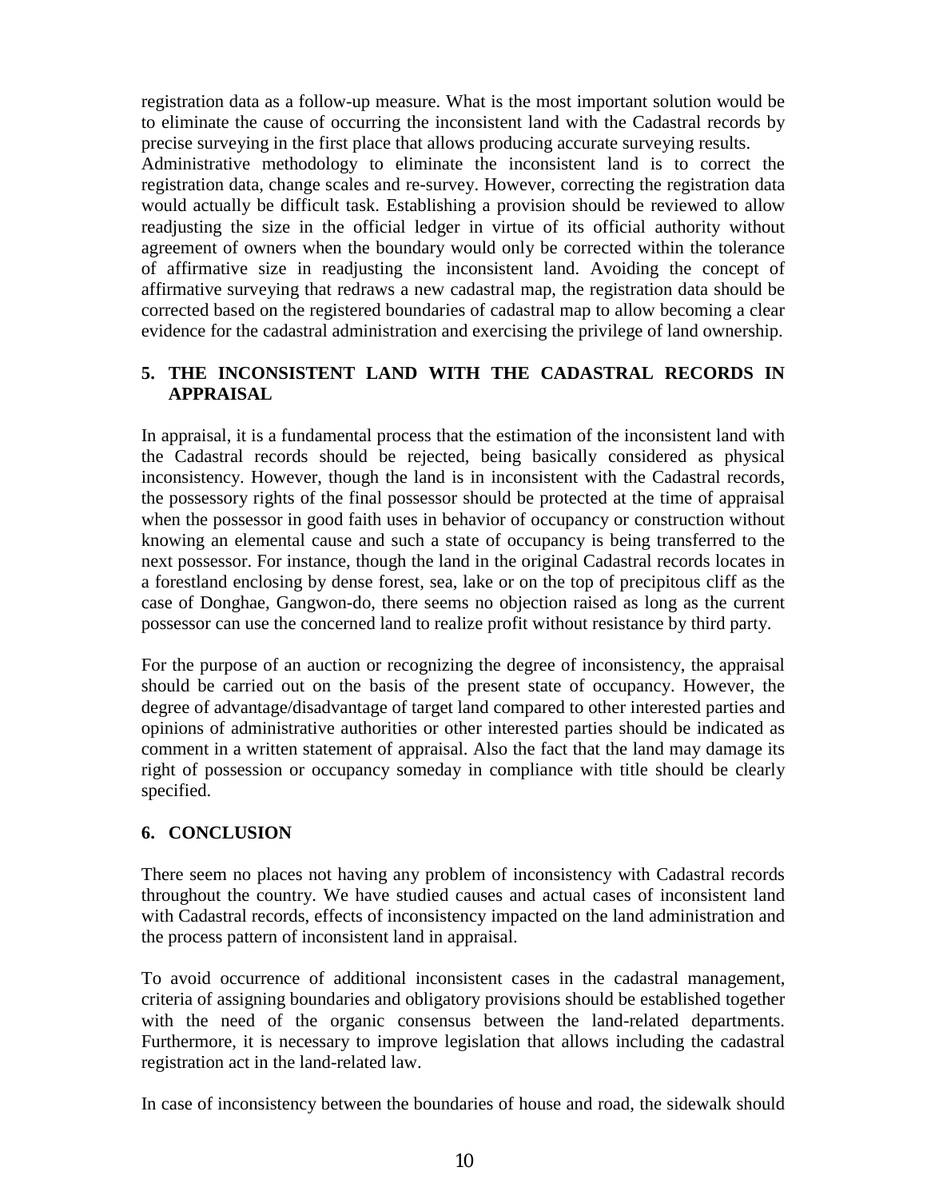registration data as a follow-up measure. What is the most important solution would be to eliminate the cause of occurring the inconsistent land with the Cadastral records by precise surveying in the first place that allows producing accurate surveying results.
Administrative methodology to eliminate the inconsistent land is to correct the registration data, change scales and re-survey. However, correcting the registration data would actually be difficult task. Establishing a provision should be reviewed to allow readjusting the size in the official ledger in virtue of its official authority without agreement of owners when the boundary would only be corrected within the tolerance of affirmative size in readjusting the inconsistent land. Avoiding the concept of affirmative surveying that redraws a new cadastral map, the registration data should be corrected based on the registered boundaries of cadastral map to allow becoming a clear evidence for the cadastral administration and exercising the privilege of land ownership.

## 5. THE INCONSISTENT LAND WITH THE CADASTRAL RECORDS IN APPRAISAL

In appraisal, it is a fundamental process that the estimation of the inconsistent land with the Cadastral records should be rejected, being basically considered as physical inconsistency. However, though the land is in inconsistent with the Cadastral records, the possessory rights of the final possessor should be protected at the time of appraisal when the possessor in good faith uses in behavior of occupancy or construction without knowing an elemental cause and such a state of occupancy is being transferred to the next possessor. For instance, though the land in the original Cadastral records locates in a forestland enclosing by dense forest, sea, lake or on the top of precipitous cliff as the case of Donghae, Gangwon-do, there seems no objection raised as long as the current possessor can use the concerned land to realize profit without resistance by third party.

For the purpose of an auction or recognizing the degree of inconsistency, the appraisal should be carried out on the basis of the present state of occupancy. However, the degree of advantage/disadvantage of target land compared to other interested parties and opinions of administrative authorities or other interested parties should be indicated as comment in a written statement of appraisal. Also the fact that the land may damage its right of possession or occupancy someday in compliance with title should be clearly specified.

## 6. CONCLUSION

There seem no places not having any problem of inconsistency with Cadastral records throughout the country. We have studied causes and actual cases of inconsistent land with Cadastral records, effects of inconsistency impacted on the land administration and the process pattern of inconsistent land in appraisal.

To avoid occurrence of additional inconsistent cases in the cadastral management, criteria of assigning boundaries and obligatory provisions should be established together with the need of the organic consensus between the land-related departments. Furthermore, it is necessary to improve legislation that allows including the cadastral registration act in the land-related law.

In case of inconsistency between the boundaries of house and road, the sidewalk should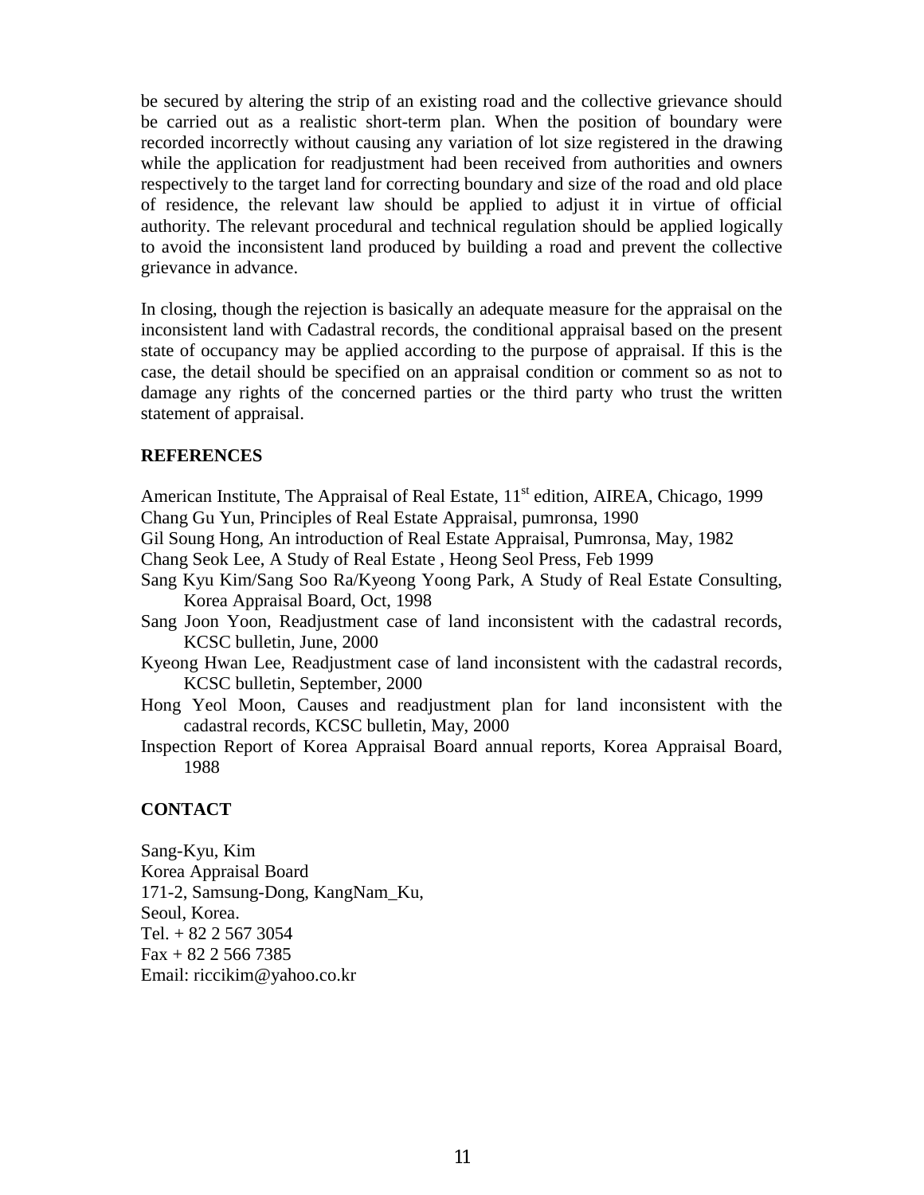be secured by altering the strip of an existing road and the collective grievance should be carried out as a realistic short-term plan. When the position of boundary were recorded incorrectly without causing any variation of lot size registered in the drawing while the application for readjustment had been received from authorities and owners respectively to the target land for correcting boundary and size of the road and old place of residence, the relevant law should be applied to adjust it in virtue of official authority. The relevant procedural and technical regulation should be applied logically to avoid the inconsistent land produced by building a road and prevent the collective grievance in advance.

In closing, though the rejection is basically an adequate measure for the appraisal on the inconsistent land with Cadastral records, the conditional appraisal based on the present state of occupancy may be applied according to the purpose of appraisal. If this is the case, the detail should be specified on an appraisal condition or comment so as not to damage any rights of the concerned parties or the third party who trust the written statement of appraisal.

## REFERENCES

American Institute, The Appraisal of Real Estate, 11st edition, AIREA, Chicago, 1999

Chang Gu Yun, Principles of Real Estate Appraisal, pumronsa, 1990

Gil Soung Hong, An introduction of Real Estate Appraisal, Pumronsa, May, 1982

Chang Seok Lee, A Study of Real Estate , Heong Seol Press, Feb 1999

Sang Kyu Kim/Sang Soo Ra/Kyeong Yoong Park, A Study of Real Estate Consulting, Korea Appraisal Board, Oct, 1998

Sang Joon Yoon, Readjustment case of land inconsistent with the cadastral records, KCSC bulletin, June, 2000

Kyeong Hwan Lee, Readjustment case of land inconsistent with the cadastral records, KCSC bulletin, September, 2000

Hong Yeol Moon, Causes and readjustment plan for land inconsistent with the cadastral records, KCSC bulletin, May, 2000

Inspection Report of Korea Appraisal Board annual reports, Korea Appraisal Board, 1988

## CONTACT

Sang-Kyu, Kim  
Korea Appraisal Board  
171-2, Samsung-Dong, KangNam_Ku,  
Seoul, Korea.  
Tel. + 82 2 567 3054  
Fax + 82 2 566 7385  
Email: riccikim@yahoo.co.kr